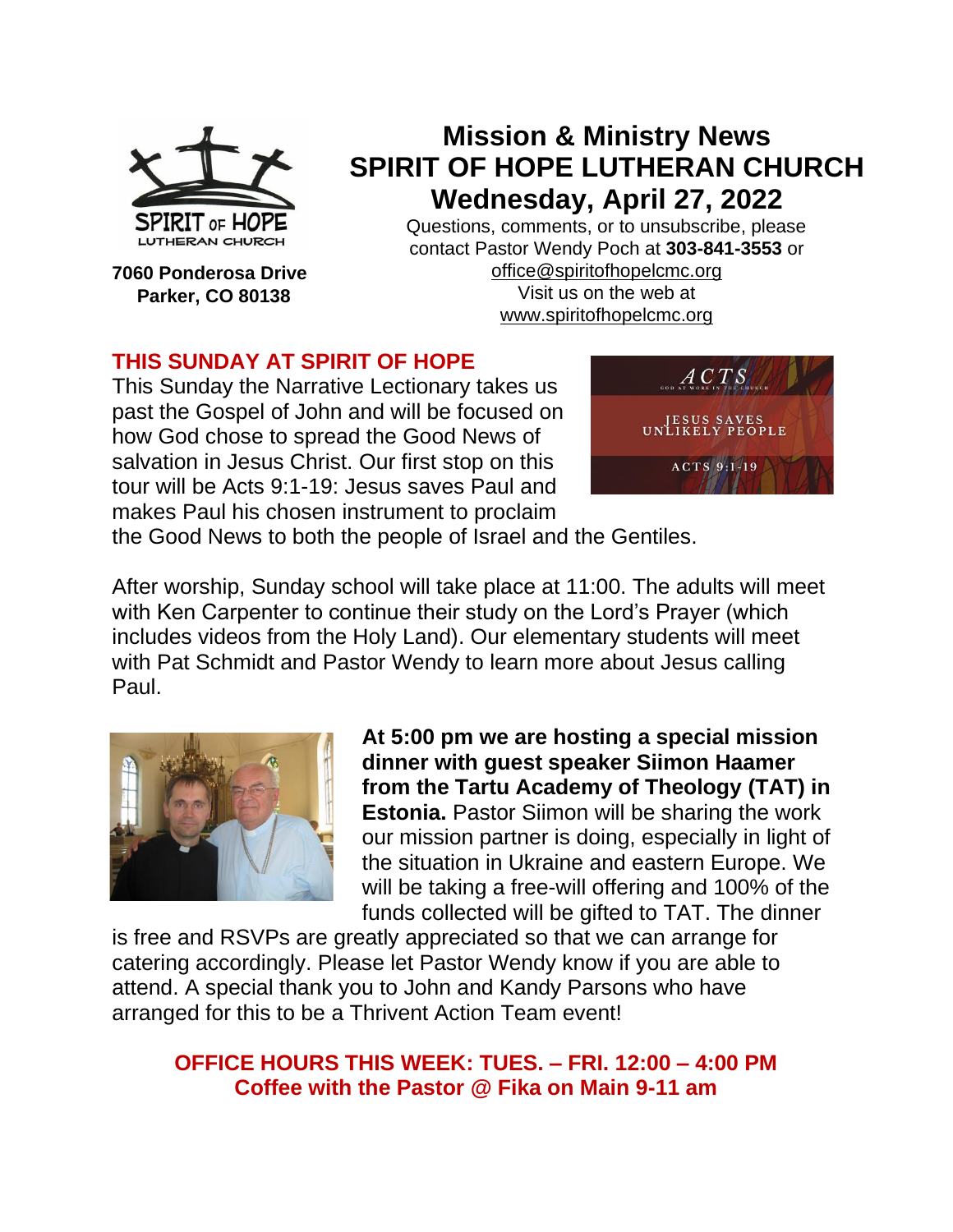# Mission & Ministry News
# SPIRIT OF HOPE LUTHERAN CHURCH
# Wednesday, April 27, 2022

SPIRIT OF HOPE LUTHERAN CHURCH

**7060 Ponderosa Drive**
**Parker, CO 80138**

Questions, comments, or to unsubscribe, please contact Pastor Wendy Poch at **303-841-3553** or office@spiritofhopelcmc.org
Visit us on the web at www.spiritofhopelcmc.org

## THIS SUNDAY AT SPIRIT OF HOPE

This Sunday the Narrative Lectionary takes us past the Gospel of John and will be focused on how God chose to spread the Good News of salvation in Jesus Christ. Our first stop on this tour will be Acts 9:1-19: Jesus saves Paul and makes Paul his chosen instrument to proclaim the Good News to both the people of Israel and the Gentiles.

ACTS
GOD AT WORK IN THE CHURCH
JESUS SAVES UNLIKELY PEOPLE
ACTS 9:1-19

After worship, Sunday school will take place at 11:00. The adults will meet with Ken Carpenter to continue their study on the Lord's Prayer (which includes videos from the Holy Land). Our elementary students will meet with Pat Schmidt and Pastor Wendy to learn more about Jesus calling Paul.

**At 5:00 pm we are hosting a special mission dinner with guest speaker Siimon Haamer from the Tartu Academy of Theology (TAT) in Estonia.** Pastor Siimon will be sharing the work our mission partner is doing, especially in light of the situation in Ukraine and eastern Europe. We will be taking a free-will offering and 100% of the funds collected will be gifted to TAT. The dinner is free and RSVPs are greatly appreciated so that we can arrange for catering accordingly. Please let Pastor Wendy know if you are able to attend. A special thank you to John and Kandy Parsons who have arranged for this to be a Thrivent Action Team event!

**OFFICE HOURS THIS WEEK: TUES. – FRI. 12:00 – 4:00 PM**
**Coffee with the Pastor @ Fika on Main 9-11 am**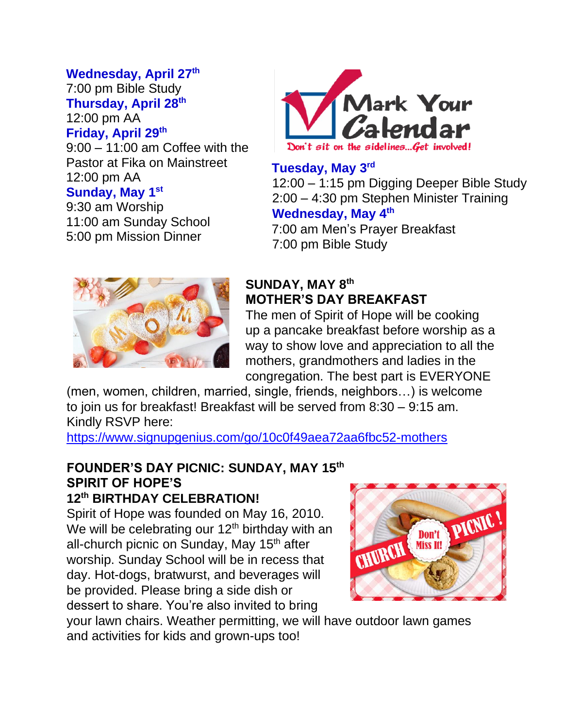**Wednesday, April 27th**
7:00 pm Bible Study

**Thursday, April 28th**
12:00 pm AA

**Friday, April 29th**
9:00 – 11:00 am Coffee with the Pastor at Fika on Mainstreet
12:00 pm AA

**Sunday, May 1st**
9:30 am Worship
11:00 am Sunday School
5:00 pm Mission Dinner

**Tuesday, May 3rd**
12:00 – 1:15 pm Digging Deeper Bible Study
2:00 – 4:30 pm Stephen Minister Training

**Wednesday, May 4th**
7:00 am Men's Prayer Breakfast
7:00 pm Bible Study

**SUNDAY, MAY 8th**
**MOTHER'S DAY BREAKFAST**

The men of Spirit of Hope will be cooking up a pancake breakfast before worship as a way to show love and appreciation to all the mothers, grandmothers and ladies in the congregation. The best part is EVERYONE (men, women, children, married, single, friends, neighbors…) is welcome to join us for breakfast! Breakfast will be served from 8:30 – 9:15 am. Kindly RSVP here:
https://www.signupgenius.com/go/10c0f49aea72aa6fbc52-mothers

**FOUNDER'S DAY PICNIC: SUNDAY, MAY 15th**
**SPIRIT OF HOPE'S**
**12th BIRTHDAY CELEBRATION!**

Spirit of Hope was founded on May 16, 2010. We will be celebrating our 12th birthday with an all-church picnic on Sunday, May 15th after worship. Sunday School will be in recess that day. Hot-dogs, bratwurst, and beverages will be provided. Please bring a side dish or dessert to share. You're also invited to bring your lawn chairs. Weather permitting, we will have outdoor lawn games and activities for kids and grown-ups too!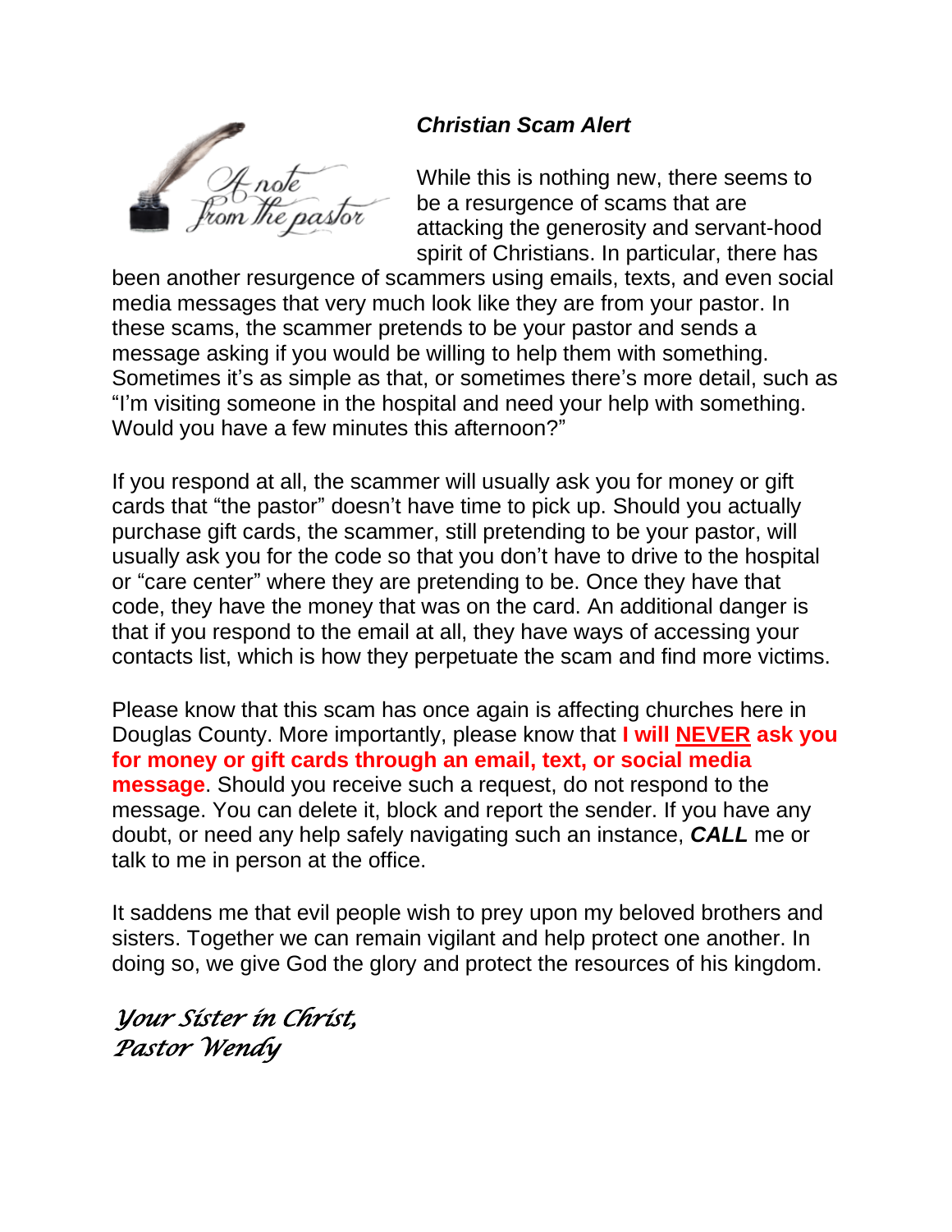A note from the pastor

***Christian Scam Alert***

While this is nothing new, there seems to be a resurgence of scams that are attacking the generosity and servant-hood spirit of Christians. In particular, there has been another resurgence of scammers using emails, texts, and even social media messages that very much look like they are from your pastor. In these scams, the scammer pretends to be your pastor and sends a message asking if you would be willing to help them with something. Sometimes it's as simple as that, or sometimes there's more detail, such as "I'm visiting someone in the hospital and need your help with something. Would you have a few minutes this afternoon?"

If you respond at all, the scammer will usually ask you for money or gift cards that "the pastor" doesn't have time to pick up. Should you actually purchase gift cards, the scammer, still pretending to be your pastor, will usually ask you for the code so that you don't have to drive to the hospital or "care center" where they are pretending to be. Once they have that code, they have the money that was on the card. An additional danger is that if you respond to the email at all, they have ways of accessing your contacts list, which is how they perpetuate the scam and find more victims.

Please know that this scam has once again is affecting churches here in Douglas County. More importantly, please know that **I will NEVER ask you for money or gift cards through an email, text, or social media message**. Should you receive such a request, do not respond to the message. You can delete it, block and report the sender. If you have any doubt, or need any help safely navigating such an instance, ***CALL*** me or talk to me in person at the office.

It saddens me that evil people wish to prey upon my beloved brothers and sisters. Together we can remain vigilant and help protect one another. In doing so, we give God the glory and protect the resources of his kingdom.

*Your Sister in Christ,*
*Pastor Wendy*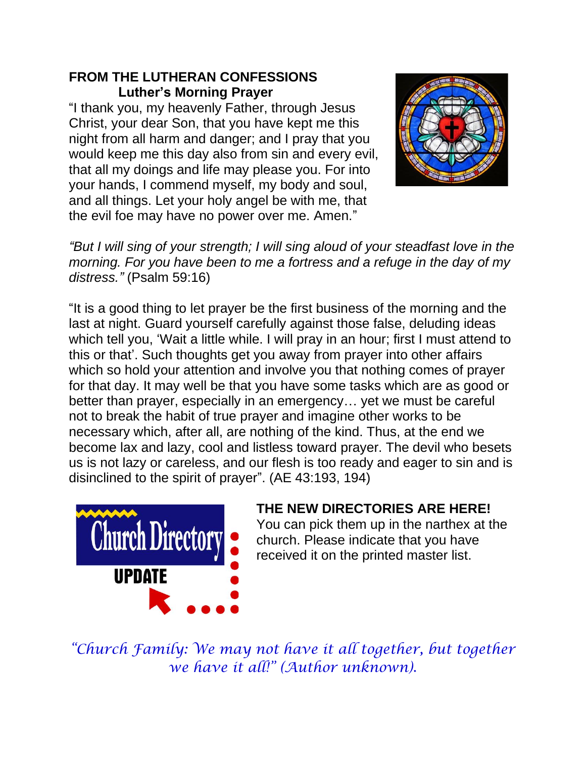**FROM THE LUTHERAN CONFESSIONS**

**Luther's Morning Prayer**

"I thank you, my heavenly Father, through Jesus Christ, your dear Son, that you have kept me this night from all harm and danger; and I pray that you would keep me this day also from sin and every evil, that all my doings and life may please you. For into your hands, I commend myself, my body and soul, and all things. Let your holy angel be with me, that the evil foe may have no power over me. Amen."

*"But I will sing of your strength; I will sing aloud of your steadfast love in the morning. For you have been to me a fortress and a refuge in the day of my distress."* (Psalm 59:16)

"It is a good thing to let prayer be the first business of the morning and the last at night. Guard yourself carefully against those false, deluding ideas which tell you, 'Wait a little while. I will pray in an hour; first I must attend to this or that'. Such thoughts get you away from prayer into other affairs which so hold your attention and involve you that nothing comes of prayer for that day. It may well be that you have some tasks which are as good or better than prayer, especially in an emergency… yet we must be careful not to break the habit of true prayer and imagine other works to be necessary which, after all, are nothing of the kind. Thus, at the end we become lax and lazy, cool and listless toward prayer. The devil who besets us is not lazy or careless, and our flesh is too ready and eager to sin and is disinclined to the spirit of prayer". (AE 43:193, 194)

Church Directory UPDATE

**THE NEW DIRECTORIES ARE HERE!**

You can pick them up in the narthex at the church. Please indicate that you have received it on the printed master list.

*"Church Family: We may not have it all together, but together we have it all!" (Author unknown).*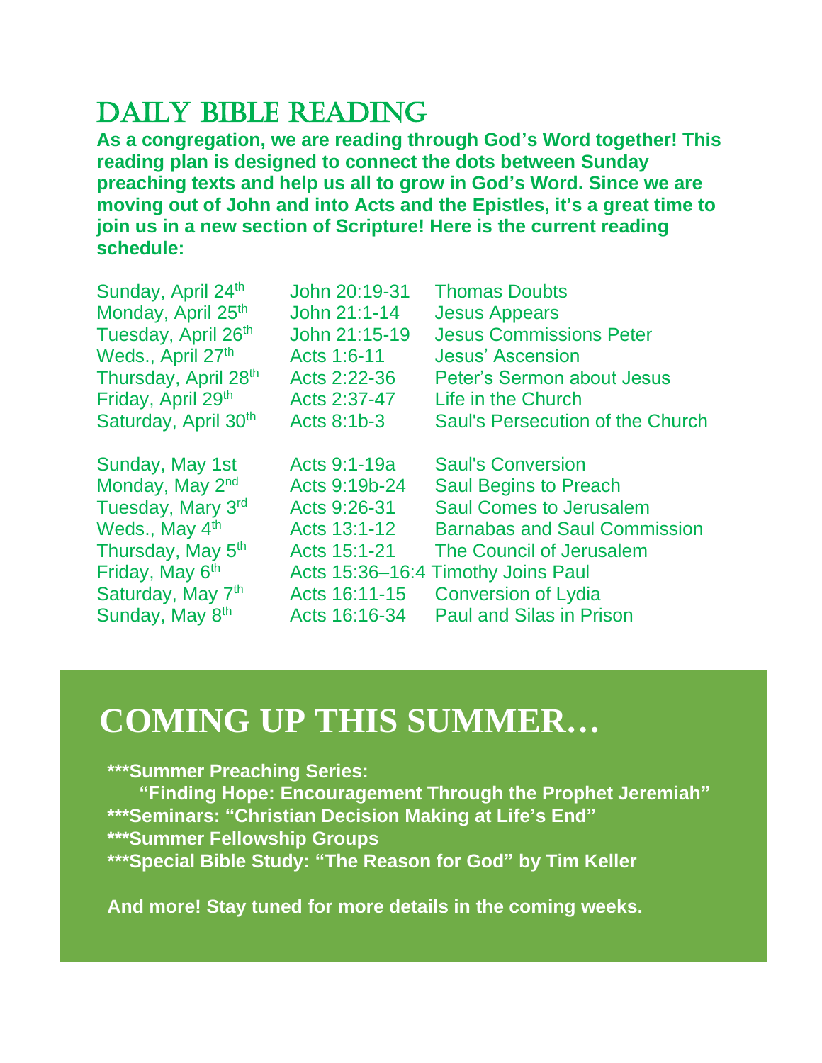# DAILY BIBLE READING

**As a congregation, we are reading through God's Word together! This reading plan is designed to connect the dots between Sunday preaching texts and help us all to grow in God's Word. Since we are moving out of John and into Acts and the Epistles, it's a great time to join us in a new section of Scripture! Here is the current reading schedule:**

| Date | Passage | Title |
|---|---|---|
| Sunday, April 24th | John 20:19-31 | Thomas Doubts |
| Monday, April 25th | John 21:1-14 | Jesus Appears |
| Tuesday, April 26th | John 21:15-19 | Jesus Commissions Peter |
| Weds., April 27th | Acts 1:6-11 | Jesus' Ascension |
| Thursday, April 28th | Acts 2:22-36 | Peter's Sermon about Jesus |
| Friday, April 29th | Acts 2:37-47 | Life in the Church |
| Saturday, April 30th | Acts 8:1b-3 | Saul's Persecution of the Church |
| Sunday, May 1st | Acts 9:1-19a | Saul's Conversion |
| Monday, May 2nd | Acts 9:19b-24 | Saul Begins to Preach |
| Tuesday, Mary 3rd | Acts 9:26-31 | Saul Comes to Jerusalem |
| Weds., May 4th | Acts 13:1-12 | Barnabas and Saul Commission |
| Thursday, May 5th | Acts 15:1-21 | The Council of Jerusalem |
| Friday, May 6th | Acts 15:36–16:4 | Timothy Joins Paul |
| Saturday, May 7th | Acts 16:11-15 | Conversion of Lydia |
| Sunday, May 8th | Acts 16:16-34 | Paul and Silas in Prison |

# COMING UP THIS SUMMER…

**\*\*\*Summer Preaching Series:**
**"Finding Hope: Encouragement Through the Prophet Jeremiah"**
**\*\*\*Seminars: "Christian Decision Making at Life's End"**
**\*\*\*Summer Fellowship Groups**
**\*\*\*Special Bible Study: "The Reason for God" by Tim Keller**

**And more! Stay tuned for more details in the coming weeks.**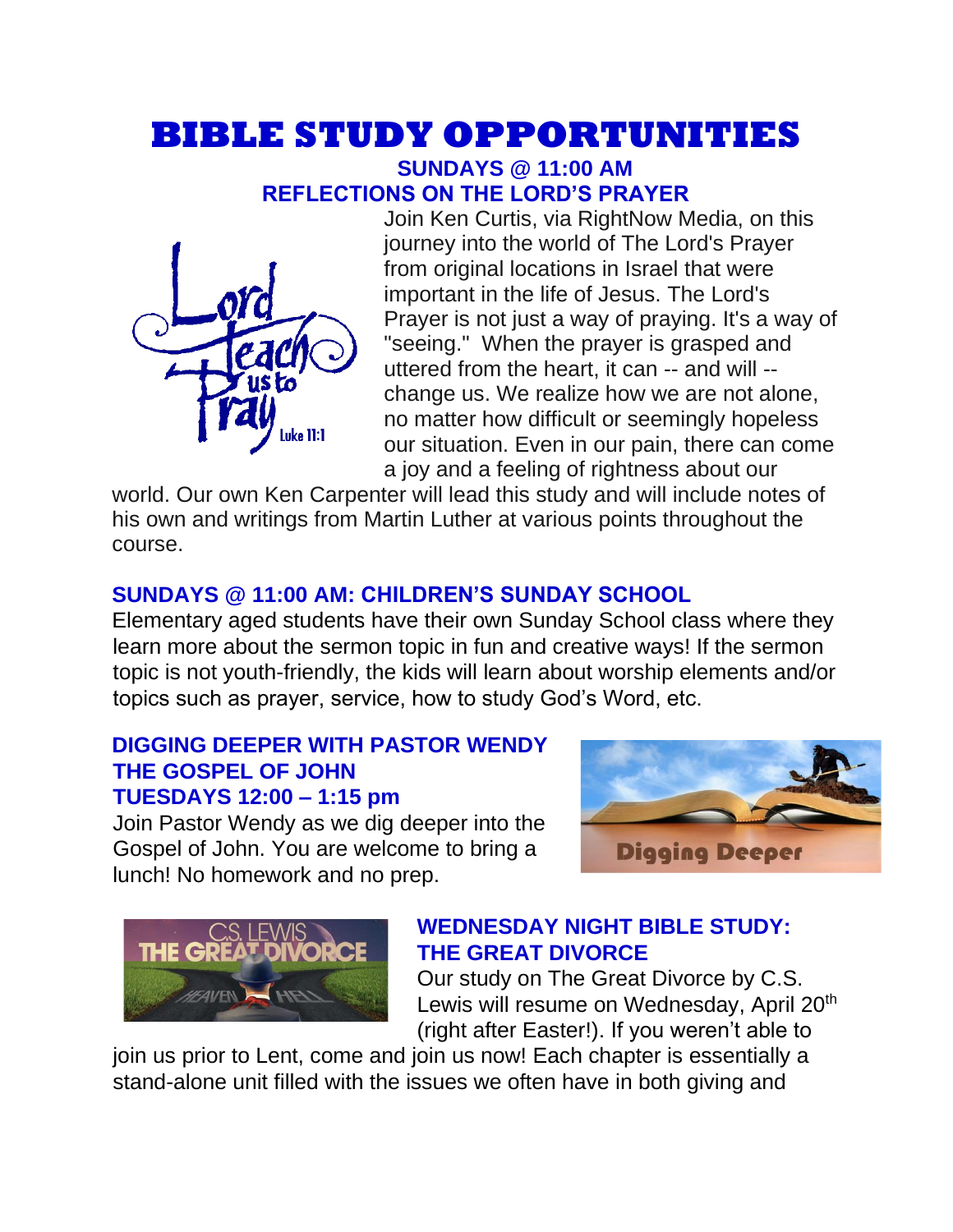# BIBLE STUDY OPPORTUNITIES

**SUNDAYS @ 11:00 AM**
**REFLECTIONS ON THE LORD'S PRAYER**

Join Ken Curtis, via RightNow Media, on this journey into the world of The Lord's Prayer from original locations in Israel that were important in the life of Jesus. The Lord's Prayer is not just a way of praying. It's a way of "seeing." When the prayer is grasped and uttered from the heart, it can -- and will -- change us. We realize how we are not alone, no matter how difficult or seemingly hopeless our situation. Even in our pain, there can come a joy and a feeling of rightness about our world. Our own Ken Carpenter will lead this study and will include notes of his own and writings from Martin Luther at various points throughout the course.

## SUNDAYS @ 11:00 AM: CHILDREN'S SUNDAY SCHOOL

Elementary aged students have their own Sunday School class where they learn more about the sermon topic in fun and creative ways! If the sermon topic is not youth-friendly, the kids will learn about worship elements and/or topics such as prayer, service, how to study God's Word, etc.

## DIGGING DEEPER WITH PASTOR WENDY
## THE GOSPEL OF JOHN
## TUESDAYS 12:00 – 1:15 pm

Join Pastor Wendy as we dig deeper into the Gospel of John. You are welcome to bring a lunch! No homework and no prep.

## WEDNESDAY NIGHT BIBLE STUDY: THE GREAT DIVORCE

Our study on The Great Divorce by C.S. Lewis will resume on Wednesday, April 20th (right after Easter!). If you weren't able to join us prior to Lent, come and join us now! Each chapter is essentially a stand-alone unit filled with the issues we often have in both giving and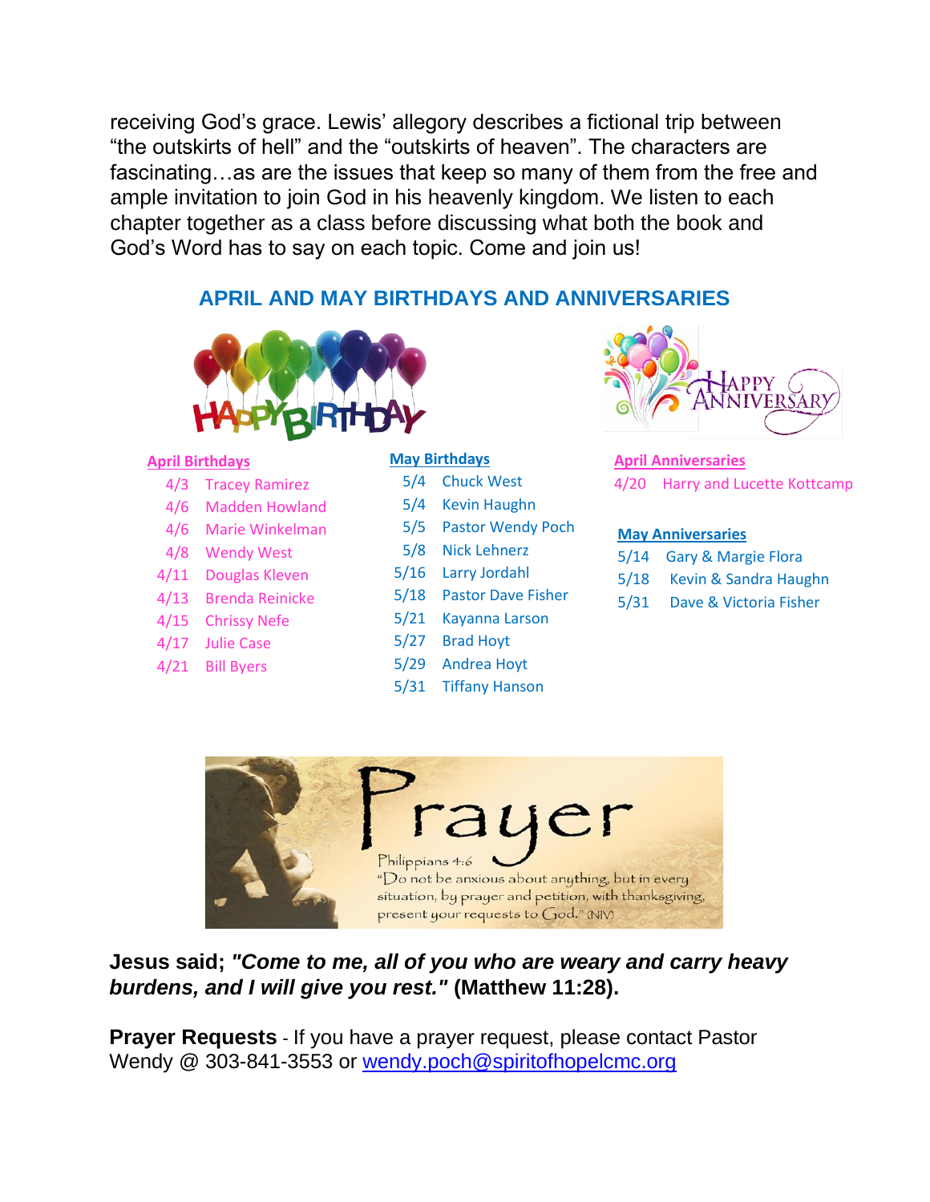receiving God's grace. Lewis' allegory describes a fictional trip between "the outskirts of hell" and the "outskirts of heaven". The characters are fascinating…as are the issues that keep so many of them from the free and ample invitation to join God in his heavenly kingdom. We listen to each chapter together as a class before discussing what both the book and God's Word has to say on each topic. Come and join us!

## APRIL AND MAY BIRTHDAYS AND ANNIVERSARIES

**April Birthdays**

- 4/3 Tracey Ramirez
- 4/6 Madden Howland
- 4/6 Marie Winkelman
- 4/8 Wendy West
- 4/11 Douglas Kleven
- 4/13 Brenda Reinicke
- 4/15 Chrissy Nefe
- 4/17 Julie Case
- 4/21 Bill Byers

**May Birthdays**

- 5/4 Chuck West
- 5/4 Kevin Haughn
- 5/5 Pastor Wendy Poch
- 5/8 Nick Lehnerz
- 5/16 Larry Jordahl
- 5/18 Pastor Dave Fisher
- 5/21 Kayanna Larson
- 5/27 Brad Hoyt
- 5/29 Andrea Hoyt
- 5/31 Tiffany Hanson

**April Anniversaries**

- 4/20 Harry and Lucette Kottcamp

**May Anniversaries**

- 5/14 Gary & Margie Flora
- 5/18 Kevin & Sandra Haughn
- 5/31 Dave & Victoria Fisher

Prayer

Philippians 4:6
"Do not be anxious about anything, but in every situation, by prayer and petition, with thanksgiving, present your requests to God." (NIV)

**Jesus said; *"Come to me, all of you who are weary and carry heavy burdens, and I will give you rest."* (Matthew 11:28).**

**Prayer Requests** - If you have a prayer request, please contact Pastor Wendy @ 303-841-3553 or wendy.poch@spiritofhopelcmc.org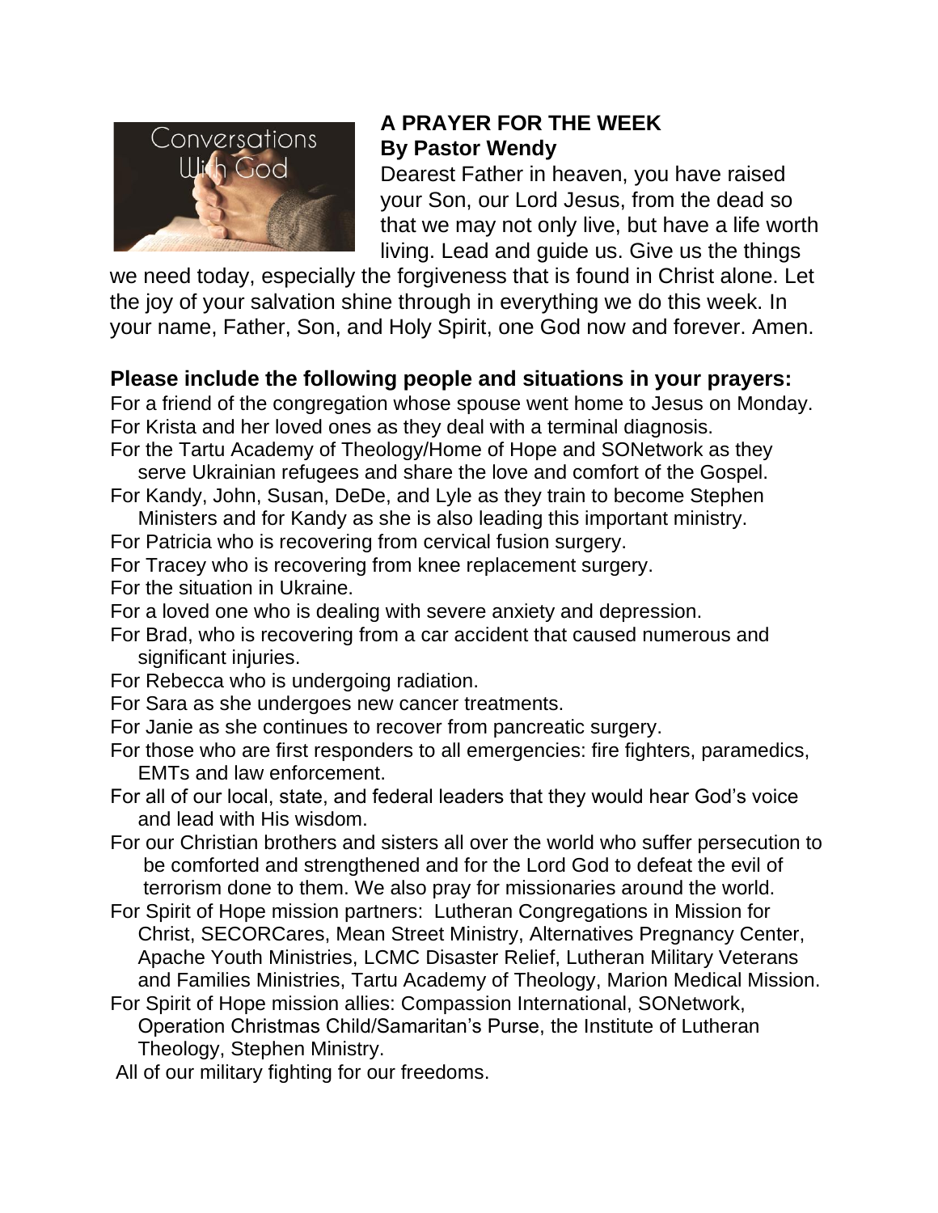**A PRAYER FOR THE WEEK**
**By Pastor Wendy**

Dearest Father in heaven, you have raised your Son, our Lord Jesus, from the dead so that we may not only live, but have a life worth living. Lead and guide us. Give us the things we need today, especially the forgiveness that is found in Christ alone. Let the joy of your salvation shine through in everything we do this week. In your name, Father, Son, and Holy Spirit, one God now and forever. Amen.

**Please include the following people and situations in your prayers:**

For a friend of the congregation whose spouse went home to Jesus on Monday.
For Krista and her loved ones as they deal with a terminal diagnosis.
For the Tartu Academy of Theology/Home of Hope and SONetwork as they serve Ukrainian refugees and share the love and comfort of the Gospel.
For Kandy, John, Susan, DeDe, and Lyle as they train to become Stephen Ministers and for Kandy as she is also leading this important ministry.
For Patricia who is recovering from cervical fusion surgery.
For Tracey who is recovering from knee replacement surgery.
For the situation in Ukraine.
For a loved one who is dealing with severe anxiety and depression.
For Brad, who is recovering from a car accident that caused numerous and significant injuries.
For Rebecca who is undergoing radiation.
For Sara as she undergoes new cancer treatments.
For Janie as she continues to recover from pancreatic surgery.
For those who are first responders to all emergencies: fire fighters, paramedics, EMTs and law enforcement.
For all of our local, state, and federal leaders that they would hear God's voice and lead with His wisdom.
For our Christian brothers and sisters all over the world who suffer persecution to be comforted and strengthened and for the Lord God to defeat the evil of terrorism done to them. We also pray for missionaries around the world.
For Spirit of Hope mission partners: Lutheran Congregations in Mission for Christ, SECORCares, Mean Street Ministry, Alternatives Pregnancy Center, Apache Youth Ministries, LCMC Disaster Relief, Lutheran Military Veterans and Families Ministries, Tartu Academy of Theology, Marion Medical Mission.
For Spirit of Hope mission allies: Compassion International, SONetwork, Operation Christmas Child/Samaritan's Purse, the Institute of Lutheran Theology, Stephen Ministry.
All of our military fighting for our freedoms.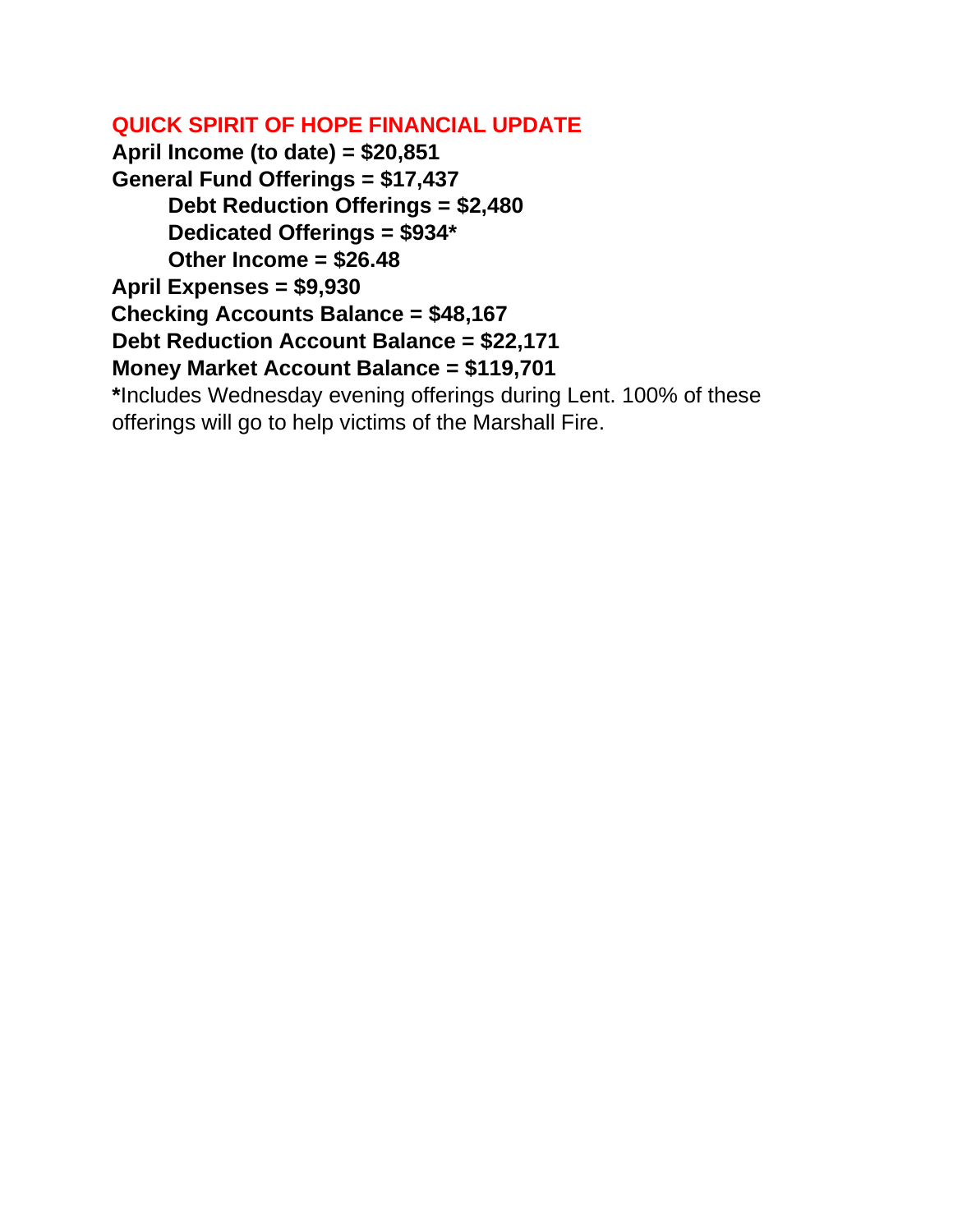## QUICK SPIRIT OF HOPE FINANCIAL UPDATE

**April Income (to date) = $20,851**

**General Fund Offerings = $17,437**

- **Debt Reduction Offerings = $2,480**
- **Dedicated Offerings = $934***
- **Other Income = $26.48**

**April Expenses = $9,930**

**Checking Accounts Balance = $48,167**

**Debt Reduction Account Balance = $22,171**

**Money Market Account Balance = $119,701**

***Includes Wednesday evening offerings during Lent. 100% of these offerings will go to help victims of the Marshall Fire.